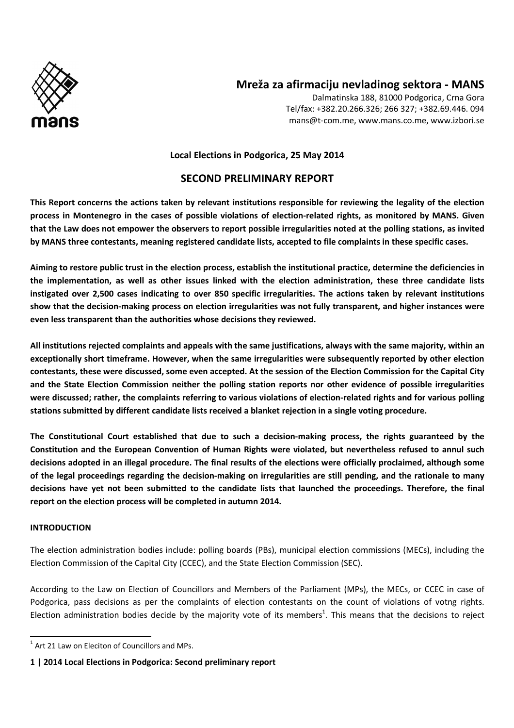# Mreža za afirmaciju nevladinog sektora - MANS

Dalmatinska 188, 81000 Podgorica, Crna Gora
Tel/fax: +382.20.266.326; 266 327; +382.69.446. 094
mans@t-com.me, www.mans.co.me, www.izbori.se

**Local Elections in Podgorica, 25 May 2014**

## SECOND PRELIMINARY REPORT

**This Report concerns the actions taken by relevant institutions responsible for reviewing the legality of the election process in Montenegro in the cases of possible violations of election-related rights, as monitored by MANS. Given that the Law does not empower the observers to report possible irregularities noted at the polling stations, as invited by MANS three contestants, meaning registered candidate lists, accepted to file complaints in these specific cases.**

**Aiming to restore public trust in the election process, establish the institutional practice, determine the deficiencies in the implementation, as well as other issues linked with the election administration, these three candidate lists instigated over 2,500 cases indicating to over 850 specific irregularities. The actions taken by relevant institutions show that the decision-making process on election irregularities was not fully transparent, and higher instances were even less transparent than the authorities whose decisions they reviewed.**

**All institutions rejected complaints and appeals with the same justifications, always with the same majority, within an exceptionally short timeframe. However, when the same irregularities were subsequently reported by other election contestants, these were discussed, some even accepted. At the session of the Election Commission for the Capital City and the State Election Commission neither the polling station reports nor other evidence of possible irregularities were discussed; rather, the complaints referring to various violations of election-related rights and for various polling stations submitted by different candidate lists received a blanket rejection in a single voting procedure.**

**The Constitutional Court established that due to such a decision-making process, the rights guaranteed by the Constitution and the European Convention of Human Rights were violated, but nevertheless refused to annul such decisions adopted in an illegal procedure. The final results of the elections were officially proclaimed, although some of the legal proceedings regarding the decision-making on irregularities are still pending, and the rationale to many decisions have yet not been submitted to the candidate lists that launched the proceedings. Therefore, the final report on the election process will be completed in autumn 2014.**

**INTRODUCTION**

The election administration bodies include: polling boards (PBs), municipal election commissions (MECs), including the Election Commission of the Capital City (CCEC), and the State Election Commission (SEC).

According to the Law on Election of Councillors and Members of the Parliament (MPs), the MECs, or CCEC in case of Podgorica, pass decisions as per the complaints of election contestants on the count of violations of votng rights. Election administration bodies decide by the majority vote of its members[1]. This means that the decisions to reject

[1] Art 21 Law on Eleciton of Councillors and MPs.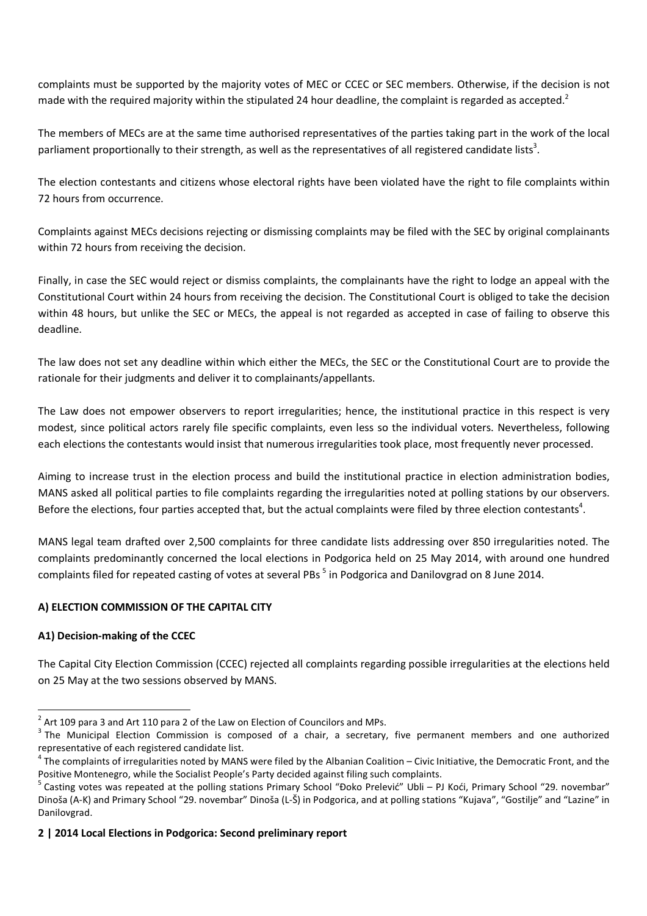complaints must be supported by the majority votes of MEC or CCEC or SEC members. Otherwise, if the decision is not made with the required majority within the stipulated 24 hour deadline, the complaint is regarded as accepted.[2]

The members of MECs are at the same time authorised representatives of the parties taking part in the work of the local parliament proportionally to their strength, as well as the representatives of all registered candidate lists[3].

The election contestants and citizens whose electoral rights have been violated have the right to file complaints within 72 hours from occurrence.

Complaints against MECs decisions rejecting or dismissing complaints may be filed with the SEC by original complainants within 72 hours from receiving the decision.

Finally, in case the SEC would reject or dismiss complaints, the complainants have the right to lodge an appeal with the Constitutional Court within 24 hours from receiving the decision. The Constitutional Court is obliged to take the decision within 48 hours, but unlike the SEC or MECs, the appeal is not regarded as accepted in case of failing to observe this deadline.

The law does not set any deadline within which either the MECs, the SEC or the Constitutional Court are to provide the rationale for their judgments and deliver it to complainants/appellants.

The Law does not empower observers to report irregularities; hence, the institutional practice in this respect is very modest, since political actors rarely file specific complaints, even less so the individual voters. Nevertheless, following each elections the contestants would insist that numerous irregularities took place, most frequently never processed.

Aiming to increase trust in the election process and build the institutional practice in election administration bodies, MANS asked all political parties to file complaints regarding the irregularities noted at polling stations by our observers. Before the elections, four parties accepted that, but the actual complaints were filed by three election contestants[4].

MANS legal team drafted over 2,500 complaints for three candidate lists addressing over 850 irregularities noted. The complaints predominantly concerned the local elections in Podgorica held on 25 May 2014, with around one hundred complaints filed for repeated casting of votes at several PBs [5] in Podgorica and Danilovgrad on 8 June 2014.

## A) ELECTION COMMISSION OF THE CAPITAL CITY

### A1) Decision-making of the CCEC

The Capital City Election Commission (CCEC) rejected all complaints regarding possible irregularities at the elections held on 25 May at the two sessions observed by MANS.

---

[2] Art 109 para 3 and Art 110 para 2 of the Law on Election of Councilors and MPs.

[3] The Municipal Election Commission is composed of a chair, a secretary, five permanent members and one authorized representative of each registered candidate list.

[4] The complaints of irregularities noted by MANS were filed by the Albanian Coalition – Civic Initiative, the Democratic Front, and the Positive Montenegro, while the Socialist People's Party decided against filing such complaints.

[5] Casting votes was repeated at the polling stations Primary School "Đoko Prelević" Ubli – PJ Koći, Primary School "29. novembar" Dinoša (A-K) and Primary School "29. novembar" Dinoša (L-Š) in Podgorica, and at polling stations "Kujava", "Gostilje" and "Lazine" in Danilovgrad.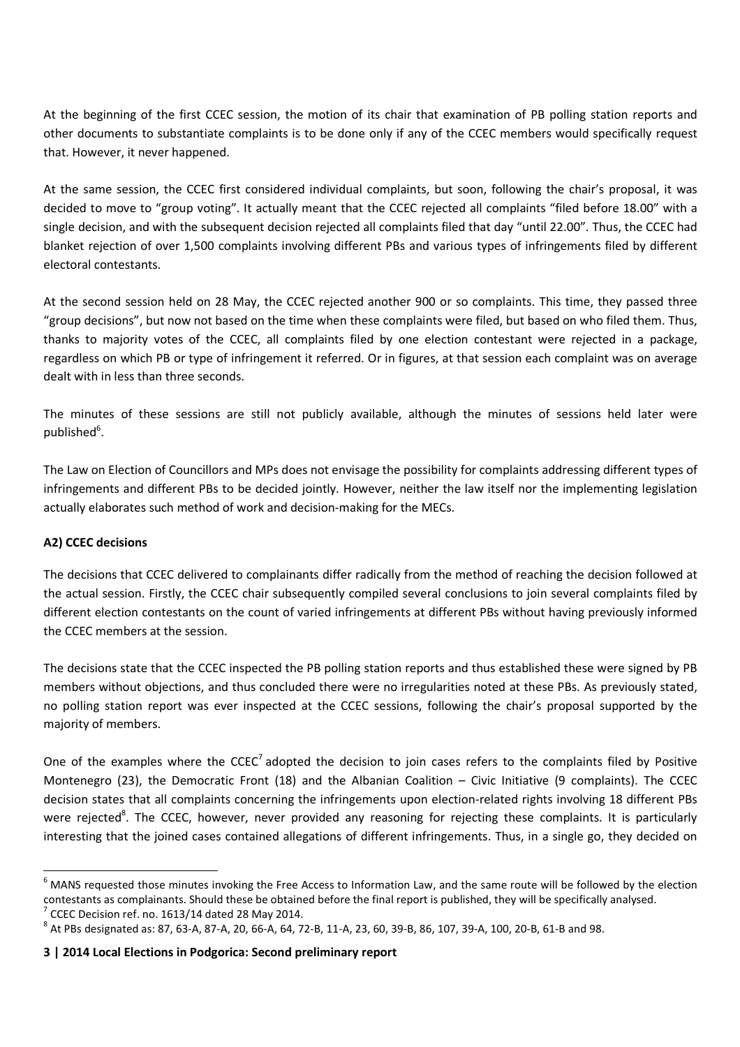At the beginning of the first CCEC session, the motion of its chair that examination of PB polling station reports and other documents to substantiate complaints is to be done only if any of the CCEC members would specifically request that. However, it never happened.

At the same session, the CCEC first considered individual complaints, but soon, following the chair's proposal, it was decided to move to "group voting". It actually meant that the CCEC rejected all complaints "filed before 18.00" with a single decision, and with the subsequent decision rejected all complaints filed that day "until 22.00". Thus, the CCEC had blanket rejection of over 1,500 complaints involving different PBs and various types of infringements filed by different electoral contestants.

At the second session held on 28 May, the CCEC rejected another 900 or so complaints. This time, they passed three "group decisions", but now not based on the time when these complaints were filed, but based on who filed them. Thus, thanks to majority votes of the CCEC, all complaints filed by one election contestant were rejected in a package, regardless on which PB or type of infringement it referred. Or in figures, at that session each complaint was on average dealt with in less than three seconds.

The minutes of these sessions are still not publicly available, although the minutes of sessions held later were published[6].

The Law on Election of Councillors and MPs does not envisage the possibility for complaints addressing different types of infringements and different PBs to be decided jointly. However, neither the law itself nor the implementing legislation actually elaborates such method of work and decision-making for the MECs.

**A2) CCEC decisions**

The decisions that CCEC delivered to complainants differ radically from the method of reaching the decision followed at the actual session. Firstly, the CCEC chair subsequently compiled several conclusions to join several complaints filed by different election contestants on the count of varied infringements at different PBs without having previously informed the CCEC members at the session.

The decisions state that the CCEC inspected the PB polling station reports and thus established these were signed by PB members without objections, and thus concluded there were no irregularities noted at these PBs. As previously stated, no polling station report was ever inspected at the CCEC sessions, following the chair's proposal supported by the majority of members.

One of the examples where the CCEC[7] adopted the decision to join cases refers to the complaints filed by Positive Montenegro (23), the Democratic Front (18) and the Albanian Coalition – Civic Initiative (9 complaints). The CCEC decision states that all complaints concerning the infringements upon election-related rights involving 18 different PBs were rejected[8]. The CCEC, however, never provided any reasoning for rejecting these complaints. It is particularly interesting that the joined cases contained allegations of different infringements. Thus, in a single go, they decided on

---

[6] MANS requested those minutes invoking the Free Access to Information Law, and the same route will be followed by the election contestants as complainants. Should these be obtained before the final report is published, they will be specifically analysed.

[7] CCEC Decision ref. no. 1613/14 dated 28 May 2014.

[8] At PBs designated as: 87, 63-A, 87-A, 20, 66-A, 64, 72-B, 11-A, 23, 60, 39-B, 86, 107, 39-A, 100, 20-B, 61-B and 98.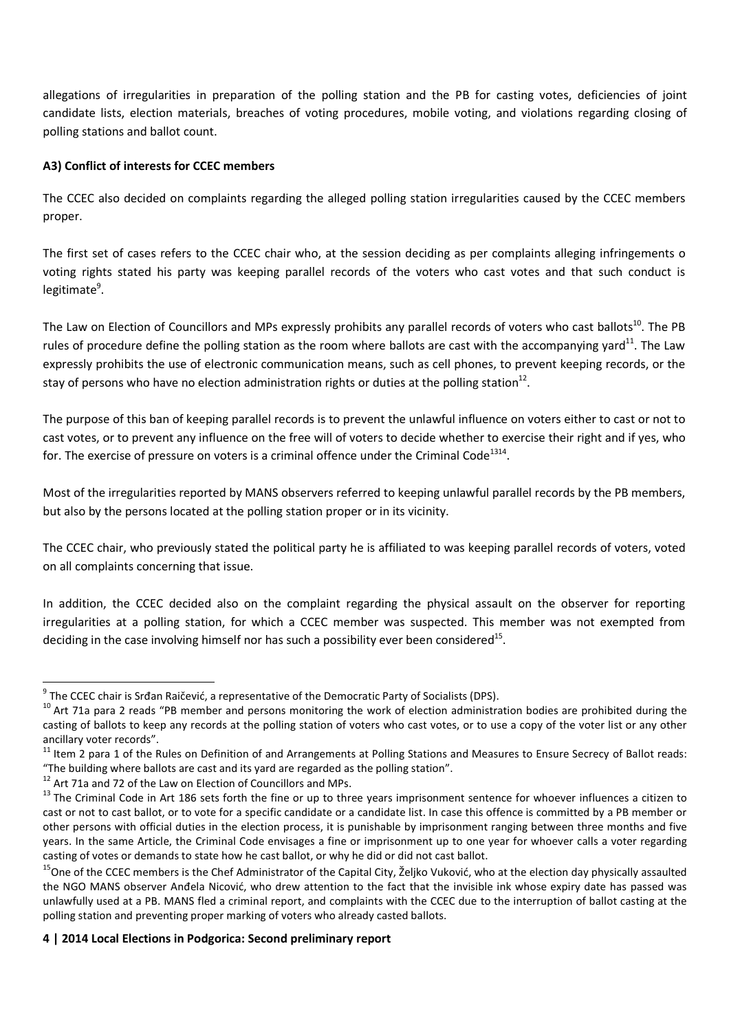allegations of irregularities in preparation of the polling station and the PB for casting votes, deficiencies of joint candidate lists, election materials, breaches of voting procedures, mobile voting, and violations regarding closing of polling stations and ballot count.

**A3) Conflict of interests for CCEC members**

The CCEC also decided on complaints regarding the alleged polling station irregularities caused by the CCEC members proper.

The first set of cases refers to the CCEC chair who, at the session deciding as per complaints alleging infringements o voting rights stated his party was keeping parallel records of the voters who cast votes and that such conduct is legitimate[9].

The Law on Election of Councillors and MPs expressly prohibits any parallel records of voters who cast ballots[10]. The PB rules of procedure define the polling station as the room where ballots are cast with the accompanying yard[11]. The Law expressly prohibits the use of electronic communication means, such as cell phones, to prevent keeping records, or the stay of persons who have no election administration rights or duties at the polling station[12].

The purpose of this ban of keeping parallel records is to prevent the unlawful influence on voters either to cast or not to cast votes, or to prevent any influence on the free will of voters to decide whether to exercise their right and if yes, who for. The exercise of pressure on voters is a criminal offence under the Criminal Code[13][14].

Most of the irregularities reported by MANS observers referred to keeping unlawful parallel records by the PB members, but also by the persons located at the polling station proper or in its vicinity.

The CCEC chair, who previously stated the political party he is affiliated to was keeping parallel records of voters, voted on all complaints concerning that issue.

In addition, the CCEC decided also on the complaint regarding the physical assault on the observer for reporting irregularities at a polling station, for which a CCEC member was suspected. This member was not exempted from deciding in the case involving himself nor has such a possibility ever been considered[15].

---

[9] The CCEC chair is Srđan Raičević, a representative of the Democratic Party of Socialists (DPS).

[10] Art 71a para 2 reads "PB member and persons monitoring the work of election administration bodies are prohibited during the casting of ballots to keep any records at the polling station of voters who cast votes, or to use a copy of the voter list or any other ancillary voter records".

[11] Item 2 para 1 of the Rules on Definition of and Arrangements at Polling Stations and Measures to Ensure Secrecy of Ballot reads: "The building where ballots are cast and its yard are regarded as the polling station".

[12] Art 71a and 72 of the Law on Election of Councillors and MPs.

[13] The Criminal Code in Art 186 sets forth the fine or up to three years imprisonment sentence for whoever influences a citizen to cast or not to cast ballot, or to vote for a specific candidate or a candidate list. In case this offence is committed by a PB member or other persons with official duties in the election process, it is punishable by imprisonment ranging between three months and five years. In the same Article, the Criminal Code envisages a fine or imprisonment up to one year for whoever calls a voter regarding casting of votes or demands to state how he cast ballot, or why he did or did not cast ballot.

[15] One of the CCEC members is the Chef Administrator of the Capital City, Željko Vuković, who at the election day physically assaulted the NGO MANS observer Anđela Nicović, who drew attention to the fact that the invisible ink whose expiry date has passed was unlawfully used at a PB. MANS fled a criminal report, and complaints with the CCEC due to the interruption of ballot casting at the polling station and preventing proper marking of voters who already casted ballots.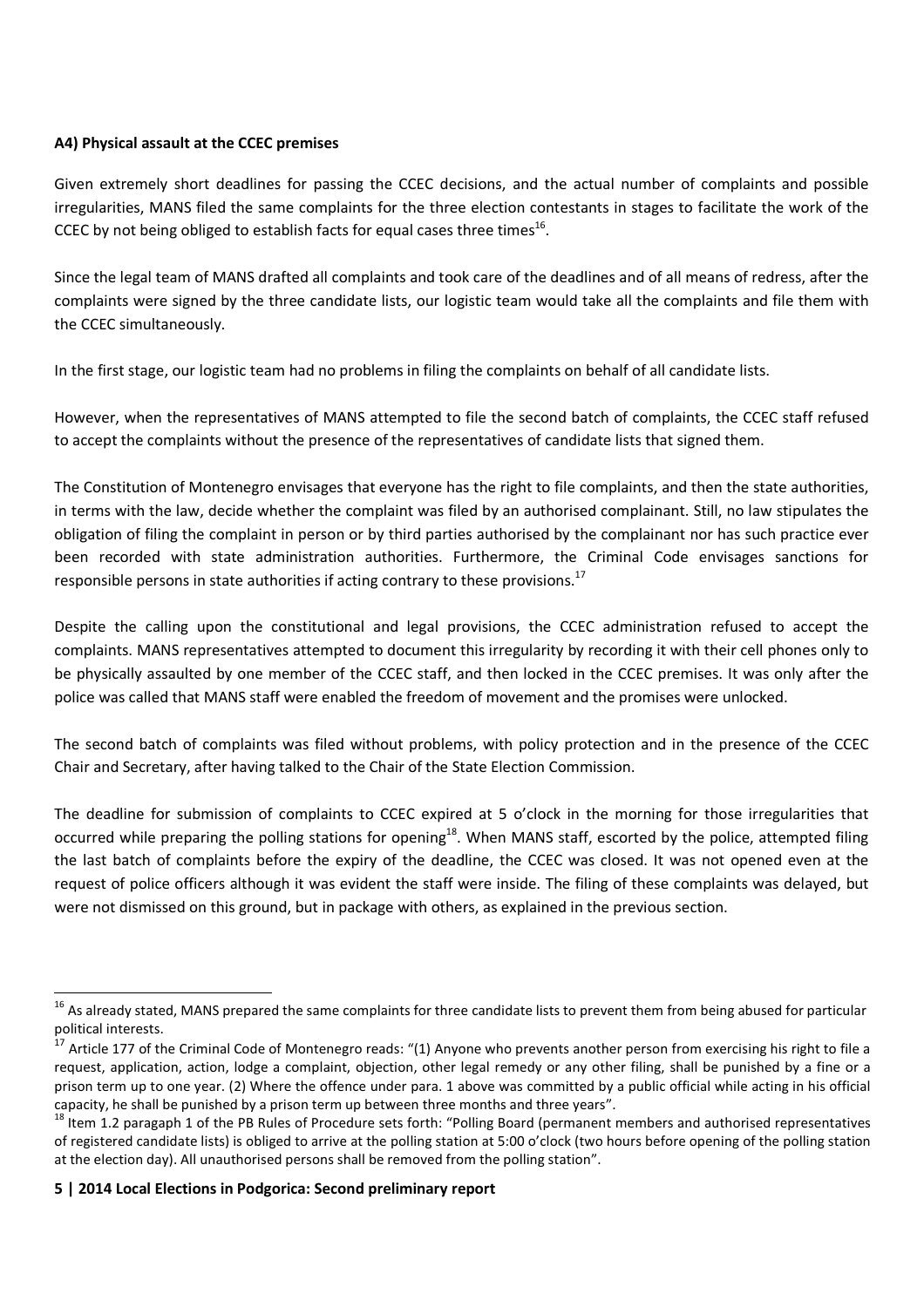**A4) Physical assault at the CCEC premises**

Given extremely short deadlines for passing the CCEC decisions, and the actual number of complaints and possible irregularities, MANS filed the same complaints for the three election contestants in stages to facilitate the work of the CCEC by not being obliged to establish facts for equal cases three times[16].

Since the legal team of MANS drafted all complaints and took care of the deadlines and of all means of redress, after the complaints were signed by the three candidate lists, our logistic team would take all the complaints and file them with the CCEC simultaneously.

In the first stage, our logistic team had no problems in filing the complaints on behalf of all candidate lists.

However, when the representatives of MANS attempted to file the second batch of complaints, the CCEC staff refused to accept the complaints without the presence of the representatives of candidate lists that signed them.

The Constitution of Montenegro envisages that everyone has the right to file complaints, and then the state authorities, in terms with the law, decide whether the complaint was filed by an authorised complainant. Still, no law stipulates the obligation of filing the complaint in person or by third parties authorised by the complainant nor has such practice ever been recorded with state administration authorities. Furthermore, the Criminal Code envisages sanctions for responsible persons in state authorities if acting contrary to these provisions.[17]

Despite the calling upon the constitutional and legal provisions, the CCEC administration refused to accept the complaints. MANS representatives attempted to document this irregularity by recording it with their cell phones only to be physically assaulted by one member of the CCEC staff, and then locked in the CCEC premises. It was only after the police was called that MANS staff were enabled the freedom of movement and the promises were unlocked.

The second batch of complaints was filed without problems, with policy protection and in the presence of the CCEC Chair and Secretary, after having talked to the Chair of the State Election Commission.

The deadline for submission of complaints to CCEC expired at 5 o'clock in the morning for those irregularities that occurred while preparing the polling stations for opening[18]. When MANS staff, escorted by the police, attempted filing the last batch of complaints before the expiry of the deadline, the CCEC was closed. It was not opened even at the request of police officers although it was evident the staff were inside. The filing of these complaints was delayed, but were not dismissed on this ground, but in package with others, as explained in the previous section.

---

[16] As already stated, MANS prepared the same complaints for three candidate lists to prevent them from being abused for particular political interests.

[17] Article 177 of the Criminal Code of Montenegro reads: "(1) Anyone who prevents another person from exercising his right to file a request, application, action, lodge a complaint, objection, other legal remedy or any other filing, shall be punished by a fine or a prison term up to one year. (2) Where the offence under para. 1 above was committed by a public official while acting in his official capacity, he shall be punished by a prison term up between three months and three years".

[18] Item 1.2 paragaph 1 of the PB Rules of Procedure sets forth: "Polling Board (permanent members and authorised representatives of registered candidate lists) is obliged to arrive at the polling station at 5:00 o'clock (two hours before opening of the polling station at the election day). All unauthorised persons shall be removed from the polling station".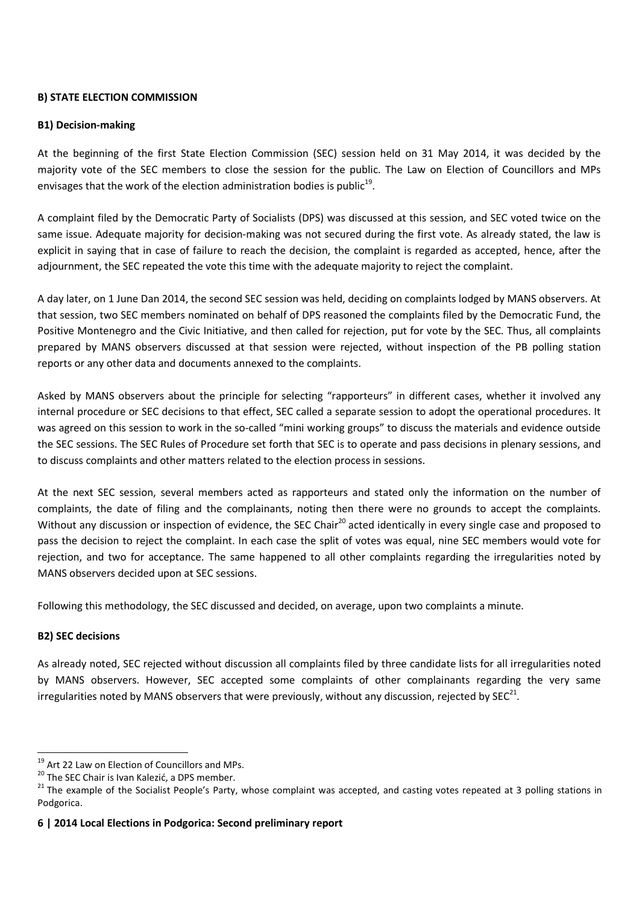**B) STATE ELECTION COMMISSION**

**B1) Decision-making**

At the beginning of the first State Election Commission (SEC) session held on 31 May 2014, it was decided by the majority vote of the SEC members to close the session for the public. The Law on Election of Councillors and MPs envisages that the work of the election administration bodies is public[19].

A complaint filed by the Democratic Party of Socialists (DPS) was discussed at this session, and SEC voted twice on the same issue. Adequate majority for decision-making was not secured during the first vote. As already stated, the law is explicit in saying that in case of failure to reach the decision, the complaint is regarded as accepted, hence, after the adjournment, the SEC repeated the vote this time with the adequate majority to reject the complaint.

A day later, on 1 June Dan 2014, the second SEC session was held, deciding on complaints lodged by MANS observers. At that session, two SEC members nominated on behalf of DPS reasoned the complaints filed by the Democratic Fund, the Positive Montenegro and the Civic Initiative, and then called for rejection, put for vote by the SEC. Thus, all complaints prepared by MANS observers discussed at that session were rejected, without inspection of the PB polling station reports or any other data and documents annexed to the complaints.

Asked by MANS observers about the principle for selecting "rapporteurs" in different cases, whether it involved any internal procedure or SEC decisions to that effect, SEC called a separate session to adopt the operational procedures. It was agreed on this session to work in the so-called "mini working groups" to discuss the materials and evidence outside the SEC sessions. The SEC Rules of Procedure set forth that SEC is to operate and pass decisions in plenary sessions, and to discuss complaints and other matters related to the election process in sessions.

At the next SEC session, several members acted as rapporteurs and stated only the information on the number of complaints, the date of filing and the complainants, noting then there were no grounds to accept the complaints. Without any discussion or inspection of evidence, the SEC Chair[20] acted identically in every single case and proposed to pass the decision to reject the complaint. In each case the split of votes was equal, nine SEC members would vote for rejection, and two for acceptance. The same happened to all other complaints regarding the irregularities noted by MANS observers decided upon at SEC sessions.

Following this methodology, the SEC discussed and decided, on average, upon two complaints a minute.

**B2) SEC decisions**

As already noted, SEC rejected without discussion all complaints filed by three candidate lists for all irregularities noted by MANS observers. However, SEC accepted some complaints of other complainants regarding the very same irregularities noted by MANS observers that were previously, without any discussion, rejected by SEC[21].

---

[19] Art 22 Law on Election of Councillors and MPs.

[20] The SEC Chair is Ivan Kalezić, a DPS member.

[21] The example of the Socialist People's Party, whose complaint was accepted, and casting votes repeated at 3 polling stations in Podgorica.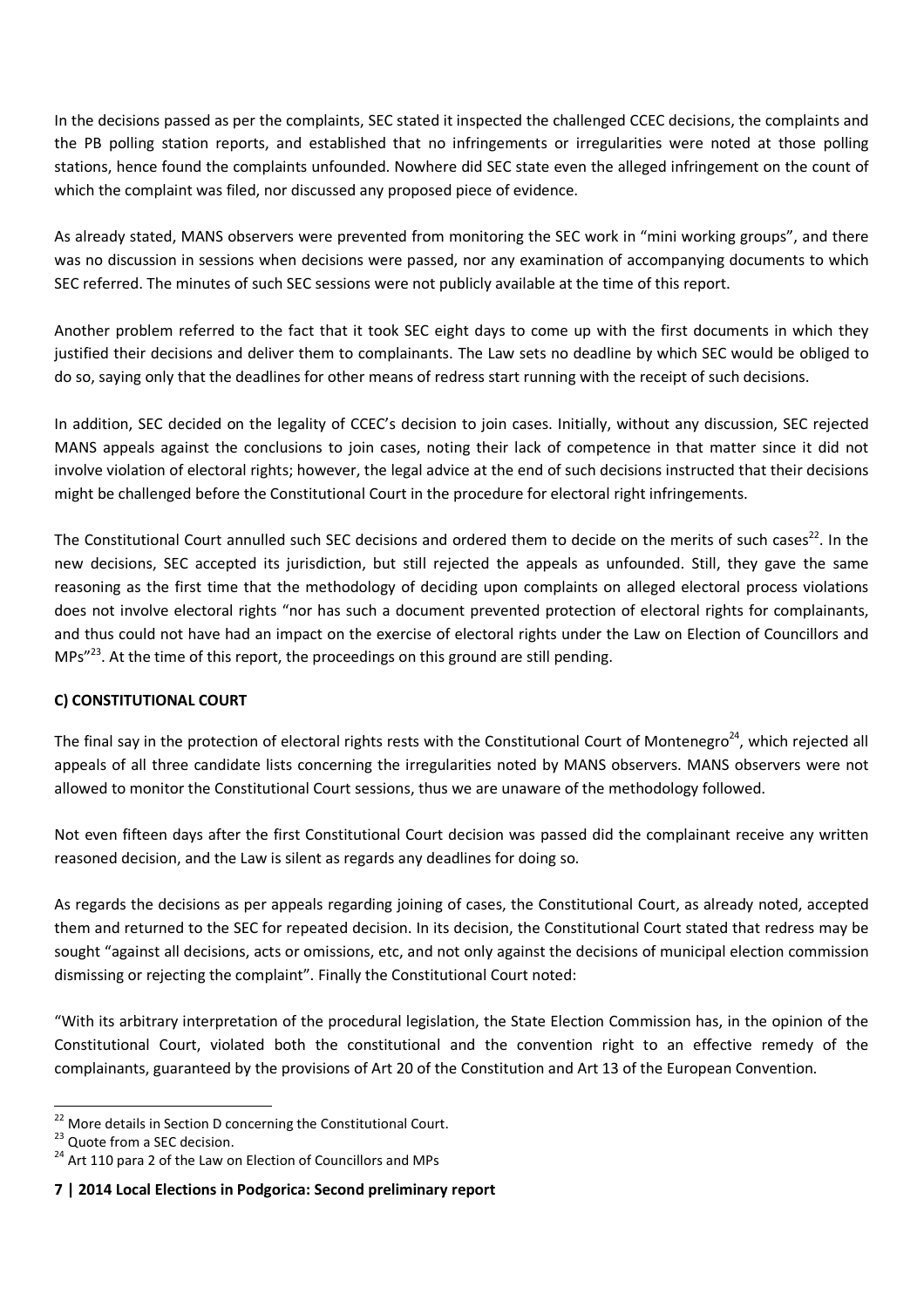In the decisions passed as per the complaints, SEC stated it inspected the challenged CCEC decisions, the complaints and the PB polling station reports, and established that no infringements or irregularities were noted at those polling stations, hence found the complaints unfounded. Nowhere did SEC state even the alleged infringement on the count of which the complaint was filed, nor discussed any proposed piece of evidence.

As already stated, MANS observers were prevented from monitoring the SEC work in "mini working groups", and there was no discussion in sessions when decisions were passed, nor any examination of accompanying documents to which SEC referred. The minutes of such SEC sessions were not publicly available at the time of this report.

Another problem referred to the fact that it took SEC eight days to come up with the first documents in which they justified their decisions and deliver them to complainants. The Law sets no deadline by which SEC would be obliged to do so, saying only that the deadlines for other means of redress start running with the receipt of such decisions.

In addition, SEC decided on the legality of CCEC's decision to join cases. Initially, without any discussion, SEC rejected MANS appeals against the conclusions to join cases, noting their lack of competence in that matter since it did not involve violation of electoral rights; however, the legal advice at the end of such decisions instructed that their decisions might be challenged before the Constitutional Court in the procedure for electoral right infringements.

The Constitutional Court annulled such SEC decisions and ordered them to decide on the merits of such cases[22]. In the new decisions, SEC accepted its jurisdiction, but still rejected the appeals as unfounded. Still, they gave the same reasoning as the first time that the methodology of deciding upon complaints on alleged electoral process violations does not involve electoral rights "nor has such a document prevented protection of electoral rights for complainants, and thus could not have had an impact on the exercise of electoral rights under the Law on Election of Councillors and MPs"[23]. At the time of this report, the proceedings on this ground are still pending.

**C) CONSTITUTIONAL COURT**

The final say in the protection of electoral rights rests with the Constitutional Court of Montenegro[24], which rejected all appeals of all three candidate lists concerning the irregularities noted by MANS observers. MANS observers were not allowed to monitor the Constitutional Court sessions, thus we are unaware of the methodology followed.

Not even fifteen days after the first Constitutional Court decision was passed did the complainant receive any written reasoned decision, and the Law is silent as regards any deadlines for doing so.

As regards the decisions as per appeals regarding joining of cases, the Constitutional Court, as already noted, accepted them and returned to the SEC for repeated decision. In its decision, the Constitutional Court stated that redress may be sought "against all decisions, acts or omissions, etc, and not only against the decisions of municipal election commission dismissing or rejecting the complaint". Finally the Constitutional Court noted:

"With its arbitrary interpretation of the procedural legislation, the State Election Commission has, in the opinion of the Constitutional Court, violated both the constitutional and the convention right to an effective remedy of the complainants, guaranteed by the provisions of Art 20 of the Constitution and Art 13 of the European Convention.

---

[22] More details in Section D concerning the Constitutional Court.

[23] Quote from a SEC decision.

[24] Art 110 para 2 of the Law on Election of Councillors and MPs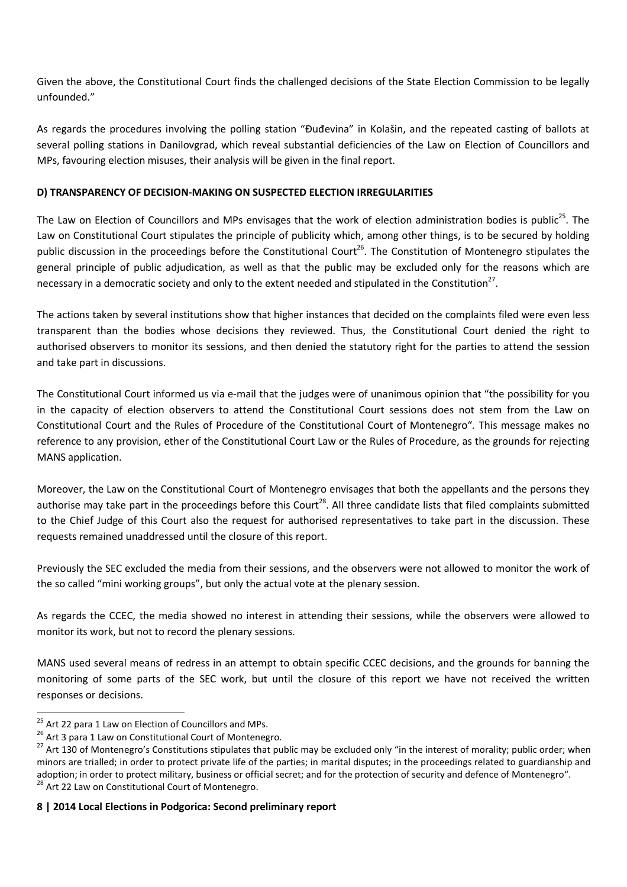Given the above, the Constitutional Court finds the challenged decisions of the State Election Commission to be legally unfounded."

As regards the procedures involving the polling station "Đuđevina" in Kolašin, and the repeated casting of ballots at several polling stations in Danilovgrad, which reveal substantial deficiencies of the Law on Election of Councillors and MPs, favouring election misuses, their analysis will be given in the final report.

**D) TRANSPARENCY OF DECISION-MAKING ON SUSPECTED ELECTION IRREGULARITIES**

The Law on Election of Councillors and MPs envisages that the work of election administration bodies is public[25]. The Law on Constitutional Court stipulates the principle of publicity which, among other things, is to be secured by holding public discussion in the proceedings before the Constitutional Court[26]. The Constitution of Montenegro stipulates the general principle of public adjudication, as well as that the public may be excluded only for the reasons which are necessary in a democratic society and only to the extent needed and stipulated in the Constitution[27].

The actions taken by several institutions show that higher instances that decided on the complaints filed were even less transparent than the bodies whose decisions they reviewed. Thus, the Constitutional Court denied the right to authorised observers to monitor its sessions, and then denied the statutory right for the parties to attend the session and take part in discussions.

The Constitutional Court informed us via e-mail that the judges were of unanimous opinion that "the possibility for you in the capacity of election observers to attend the Constitutional Court sessions does not stem from the Law on Constitutional Court and the Rules of Procedure of the Constitutional Court of Montenegro". This message makes no reference to any provision, ether of the Constitutional Court Law or the Rules of Procedure, as the grounds for rejecting MANS application.

Moreover, the Law on the Constitutional Court of Montenegro envisages that both the appellants and the persons they authorise may take part in the proceedings before this Court[28]. All three candidate lists that filed complaints submitted to the Chief Judge of this Court also the request for authorised representatives to take part in the discussion. These requests remained unaddressed until the closure of this report.

Previously the SEC excluded the media from their sessions, and the observers were not allowed to monitor the work of the so called "mini working groups", but only the actual vote at the plenary session.

As regards the CCEC, the media showed no interest in attending their sessions, while the observers were allowed to monitor its work, but not to record the plenary sessions.

MANS used several means of redress in an attempt to obtain specific CCEC decisions, and the grounds for banning the monitoring of some parts of the SEC work, but until the closure of this report we have not received the written responses or decisions.

---

[25] Art 22 para 1 Law on Election of Councillors and MPs.

[26] Art 3 para 1 Law on Constitutional Court of Montenegro.

[27] Art 130 of Montenegro's Constitutions stipulates that public may be excluded only "in the interest of morality; public order; when minors are trialled; in order to protect private life of the parties; in marital disputes; in the proceedings related to guardianship and adoption; in order to protect military, business or official secret; and for the protection of security and defence of Montenegro".

[28] Art 22 Law on Constitutional Court of Montenegro.